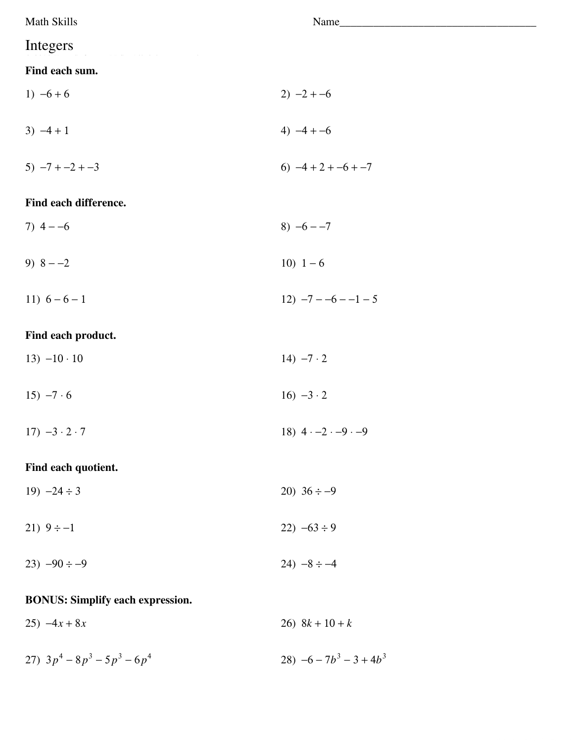Math Skills

Name\_\_\_\_\_\_\_\_\_\_\_\_\_\_\_\_\_\_\_\_\_\_\_\_\_\_\_\_\_\_\_\_\_\_\_\_

# Integers

**Find each sum.**

1) $-6 + 6$

2) $-2 + -6$

3) $-4 + 1$

4) $-4 + -6$

5) $-7 + -2 + -3$

6) $-4 + 2 + -6 + -7$

**Find each difference.**

7) $4 - -6$

8) $-6 - -7$

9) $8 - -2$

10) $1 - 6$

11) $6 - 6 - 1$

12) $-7 - -6 - -1 - 5$

**Find each product.**

13) $-10 \cdot 10$

14) $-7 \cdot 2$

15) $-7 \cdot 6$

16) $-3 \cdot 2$

17) $-3 \cdot 2 \cdot 7$

18) $4 \cdot -2 \cdot -9 \cdot -9$

**Find each quotient.**

19) $-24 \div 3$

20) $36 \div -9$

21) $9 \div -1$

22) $-63 \div 9$

23) $-90 \div -9$

24) $-8 \div -4$

**BONUS: Simplify each expression.**

25) $-4x + 8x$

26) $8k + 10 + k$

27) $3p^4 - 8p^3 - 5p^3 - 6p^4$

28) $-6 - 7b^3 - 3 + 4b^3$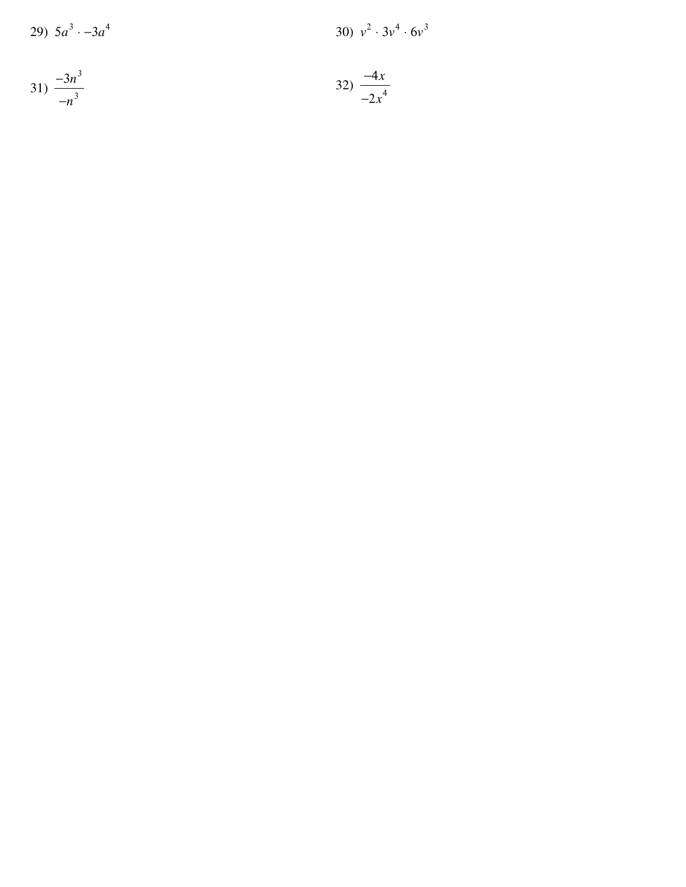29) $5a^3 \cdot -3a^4$

30) $v^2 \cdot 3v^4 \cdot 6v^3$

31) $\dfrac{-3n^3}{-n^3}$

32) $\dfrac{-4x}{-2x^4}$